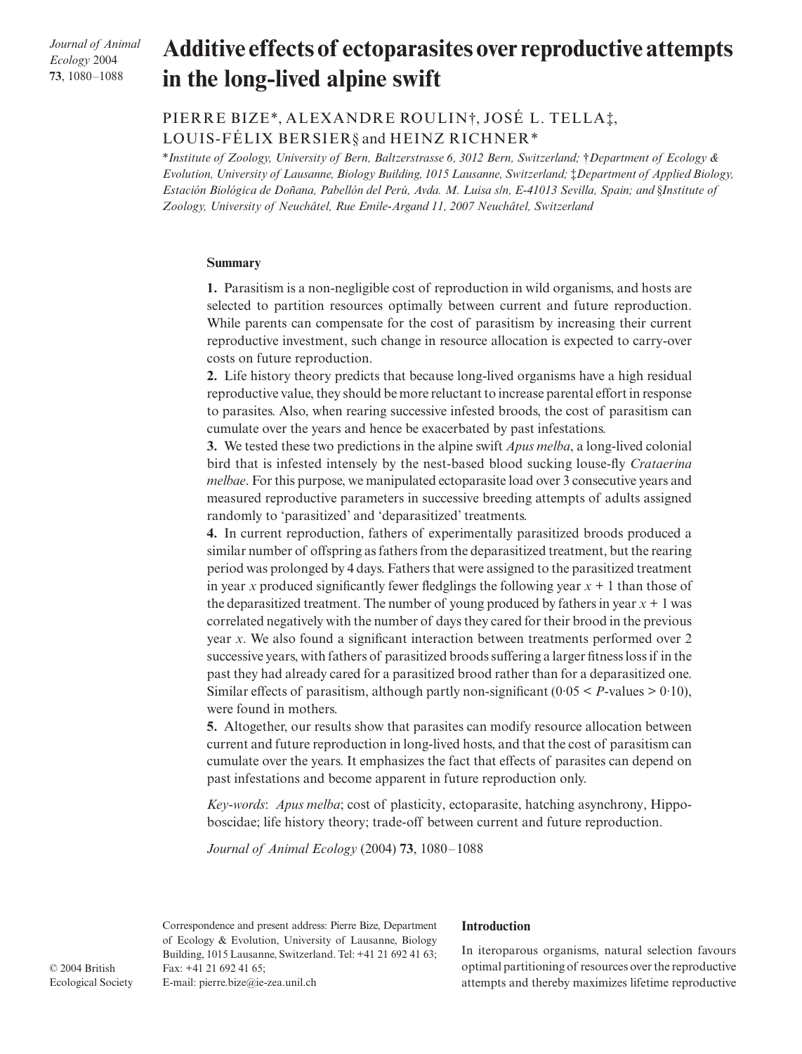# Additive effects of ectoparasites over reproductive attempts in the long-lived alpine swift

PIERRE BIZE*, ALEXANDRE ROULIN†, JOSÉ L. TELLA‡, LOUIS-FÉLIX BERSIER§ and HEINZ RICHNER*

**Institute of Zoology, University of Bern, Baltzerstrasse 6, 3012 Bern, Switzerland; †Department of Ecology & Evolution, University of Lausanne, Biology Building, 1015 Lausanne, Switzerland; ‡Department of Applied Biology, Estación Biológica de Doñana, Pabellón del Perú, Avda. M. Luisa s/n, E-41013 Sevilla, Spain; and §Institute of Zoology, University of Neuchâtel, Rue Emile-Argand 11, 2007 Neuchâtel, Switzerland*

## Summary

**1.** Parasitism is a non-negligible cost of reproduction in wild organisms, and hosts are selected to partition resources optimally between current and future reproduction. While parents can compensate for the cost of parasitism by increasing their current reproductive investment, such change in resource allocation is expected to carry-over costs on future reproduction.

**2.** Life history theory predicts that because long-lived organisms have a high residual reproductive value, they should be more reluctant to increase parental effort in response to parasites. Also, when rearing successive infested broods, the cost of parasitism can cumulate over the years and hence be exacerbated by past infestations.

**3.** We tested these two predictions in the alpine swift *Apus melba*, a long-lived colonial bird that is infested intensely by the nest-based blood sucking louse-fly *Crataerina melbae*. For this purpose, we manipulated ectoparasite load over 3 consecutive years and measured reproductive parameters in successive breeding attempts of adults assigned randomly to 'parasitized' and 'deparasitized' treatments.

**4.** In current reproduction, fathers of experimentally parasitized broods produced a similar number of offspring as fathers from the deparasitized treatment, but the rearing period was prolonged by 4 days. Fathers that were assigned to the parasitized treatment in year $x$ produced significantly fewer fledglings the following year $x + 1$ than those of the deparasitized treatment. The number of young produced by fathers in year $x + 1$ was correlated negatively with the number of days they cared for their brood in the previous year $x$. We also found a significant interaction between treatments performed over 2 successive years, with fathers of parasitized broods suffering a larger fitness loss if in the past they had already cared for a parasitized brood rather than for a deparasitized one. Similar effects of parasitism, although partly non-significant ($0{\cdot}05 < P$-values $> 0{\cdot}10$), were found in mothers.

**5.** Altogether, our results show that parasites can modify resource allocation between current and future reproduction in long-lived hosts, and that the cost of parasitism can cumulate over the years. It emphasizes the fact that effects of parasites can depend on past infestations and become apparent in future reproduction only.

*Key-words*: *Apus melba*; cost of plasticity, ectoparasite, hatching asynchrony, Hippoboscidae; life history theory; trade-off between current and future reproduction.

Correspondence and present address: Pierre Bize, Department of Ecology & Evolution, University of Lausanne, Biology Building, 1015 Lausanne, Switzerland. Tel: +41 21 692 41 63; Fax: +41 21 692 41 65; E-mail: pierre.bize@ie-zea.unil.ch

## Introduction

In iteroparous organisms, natural selection favours optimal partitioning of resources over the reproductive attempts and thereby maximizes lifetime reproductive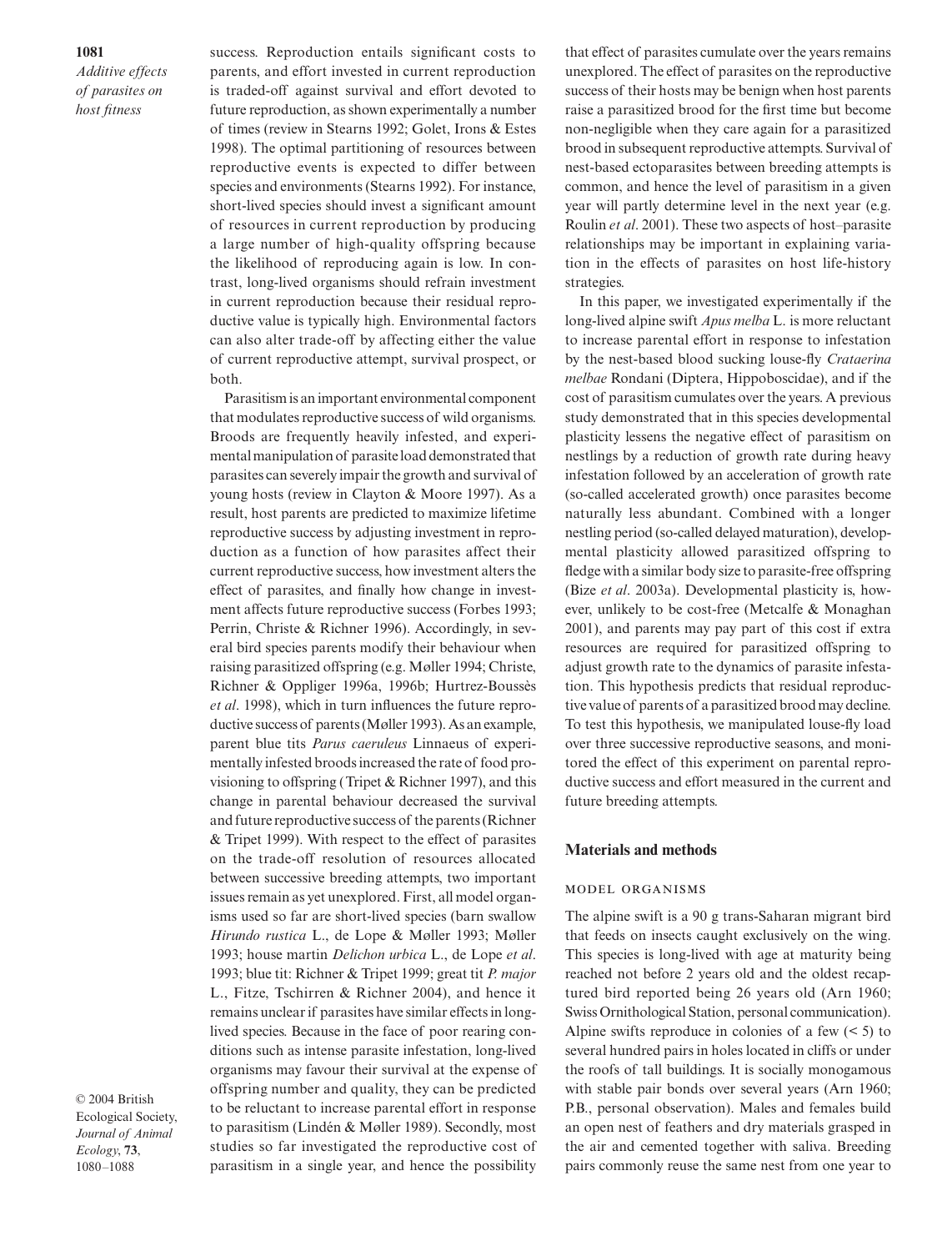success. Reproduction entails significant costs to parents, and effort invested in current reproduction is traded-off against survival and effort devoted to future reproduction, as shown experimentally a number of times (review in Stearns 1992; Golet, Irons & Estes 1998). The optimal partitioning of resources between reproductive events is expected to differ between species and environments (Stearns 1992). For instance, short-lived species should invest a significant amount of resources in current reproduction by producing a large number of high-quality offspring because the likelihood of reproducing again is low. In contrast, long-lived organisms should refrain investment in current reproduction because their residual reproductive value is typically high. Environmental factors can also alter trade-off by affecting either the value of current reproductive attempt, survival prospect, or both.

Parasitism is an important environmental component that modulates reproductive success of wild organisms. Broods are frequently heavily infested, and experimental manipulation of parasite load demonstrated that parasites can severely impair the growth and survival of young hosts (review in Clayton & Moore 1997). As a result, host parents are predicted to maximize lifetime reproductive success by adjusting investment in reproduction as a function of how parasites affect their current reproductive success, how investment alters the effect of parasites, and finally how change in investment affects future reproductive success (Forbes 1993; Perrin, Christe & Richner 1996). Accordingly, in several bird species parents modify their behaviour when raising parasitized offspring (e.g. Møller 1994; Christe, Richner & Oppliger 1996a, 1996b; Hurtrez-Boussès *et al*. 1998), which in turn influences the future reproductive success of parents (Møller 1993). As an example, parent blue tits *Parus caeruleus* Linnaeus of experimentally infested broods increased the rate of food provisioning to offspring (Tripet & Richner 1997), and this change in parental behaviour decreased the survival and future reproductive success of the parents (Richner & Tripet 1999). With respect to the effect of parasites on the trade-off resolution of resources allocated between successive breeding attempts, two important issues remain as yet unexplored. First, all model organisms used so far are short-lived species (barn swallow *Hirundo rustica* L., de Lope & Møller 1993; Møller 1993; house martin *Delichon urbica* L., de Lope *et al*. 1993; blue tit: Richner & Tripet 1999; great tit *P. major* L., Fitze, Tschirren & Richner 2004), and hence it remains unclear if parasites have similar effects in long-lived species. Because in the face of poor rearing conditions such as intense parasite infestation, long-lived organisms may favour their survival at the expense of offspring number and quality, they can be predicted to be reluctant to increase parental effort in response to parasitism (Lindén & Møller 1989). Secondly, most studies so far investigated the reproductive cost of parasitism in a single year, and hence the possibility that effect of parasites cumulate over the years remains unexplored. The effect of parasites on the reproductive success of their hosts may be benign when host parents raise a parasitized brood for the first time but become non-negligible when they care again for a parasitized brood in subsequent reproductive attempts. Survival of nest-based ectoparasites between breeding attempts is common, and hence the level of parasitism in a given year will partly determine level in the next year (e.g. Roulin *et al*. 2001). These two aspects of host–parasite relationships may be important in explaining variation in the effects of parasites on host life-history strategies.

In this paper, we investigated experimentally if the long-lived alpine swift *Apus melba* L. is more reluctant to increase parental effort in response to infestation by the nest-based blood sucking louse-fly *Crataerina melbae* Rondani (Diptera, Hippoboscidae), and if the cost of parasitism cumulates over the years. A previous study demonstrated that in this species developmental plasticity lessens the negative effect of parasitism on nestlings by a reduction of growth rate during heavy infestation followed by an acceleration of growth rate (so-called accelerated growth) once parasites become naturally less abundant. Combined with a longer nestling period (so-called delayed maturation), developmental plasticity allowed parasitized offspring to fledge with a similar body size to parasite-free offspring (Bize *et al*. 2003a). Developmental plasticity is, however, unlikely to be cost-free (Metcalfe & Monaghan 2001), and parents may pay part of this cost if extra resources are required for parasitized offspring to adjust growth rate to the dynamics of parasite infestation. This hypothesis predicts that residual reproductive value of parents of a parasitized brood may decline. To test this hypothesis, we manipulated louse-fly load over three successive reproductive seasons, and monitored the effect of this experiment on parental reproductive success and effort measured in the current and future breeding attempts.

## Materials and methods

### MODEL ORGANISMS

The alpine swift is a 90 g trans-Saharan migrant bird that feeds on insects caught exclusively on the wing. This species is long-lived with age at maturity being reached not before 2 years old and the oldest recaptured bird reported being 26 years old (Arn 1960; Swiss Ornithological Station, personal communication). Alpine swifts reproduce in colonies of a few (< 5) to several hundred pairs in holes located in cliffs or under the roofs of tall buildings. It is socially monogamous with stable pair bonds over several years (Arn 1960; P.B., personal observation). Males and females build an open nest of feathers and dry materials grasped in the air and cemented together with saliva. Breeding pairs commonly reuse the same nest from one year to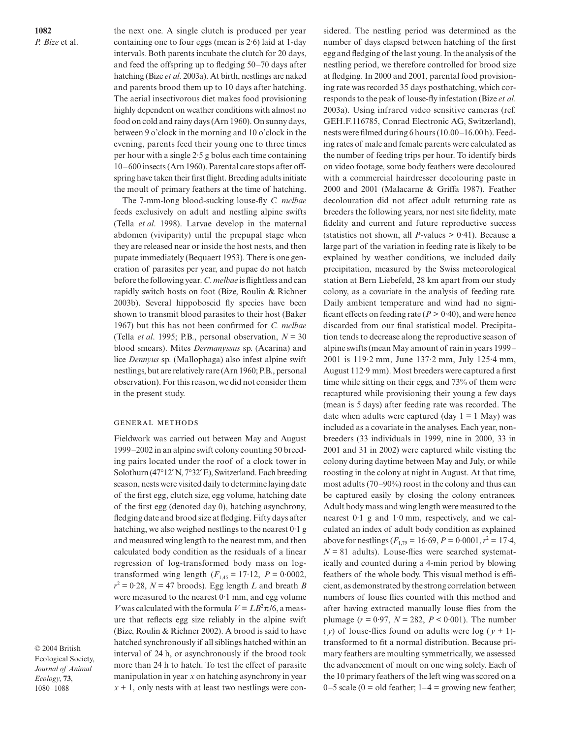the next one. A single clutch is produced per year containing one to four eggs (mean is 2·6) laid at 1-day intervals. Both parents incubate the clutch for 20 days, and feed the offspring up to fledging 50–70 days after hatching (Bize *et al*. 2003a). At birth, nestlings are naked and parents brood them up to 10 days after hatching. The aerial insectivorous diet makes food provisioning highly dependent on weather conditions with almost no food on cold and rainy days (Arn 1960). On sunny days, between 9 o'clock in the morning and 10 o'clock in the evening, parents feed their young one to three times per hour with a single 2·5 g bolus each time containing 10–600 insects (Arn 1960). Parental care stops after offspring have taken their first flight. Breeding adults initiate the moult of primary feathers at the time of hatching.

The 7-mm-long blood-sucking louse-fly *C. melbae* feeds exclusively on adult and nestling alpine swifts (Tella *et al*. 1998). Larvae develop in the maternal abdomen (viviparity) until the prepupal stage when they are released near or inside the host nests, and then pupate immediately (Bequaert 1953). There is one generation of parasites per year, and pupae do not hatch before the following year. *C. melbae* is flightless and can rapidly switch hosts on foot (Bize, Roulin & Richner 2003b). Several hippoboscid fly species have been shown to transmit blood parasites to their host (Baker 1967) but this has not been confirmed for *C. melbae* (Tella *et al*. 1995; P.B., personal observation, $N = 30$ blood smears). Mites *Dermanyssus* sp. (Acarina) and lice *Dennyus* sp. (Mallophaga) also infest alpine swift nestlings, but are relatively rare (Arn 1960; P.B., personal observation). For this reason, we did not consider them in the present study.

## General methods

Fieldwork was carried out between May and August 1999–2002 in an alpine swift colony counting 50 breeding pairs located under the roof of a clock tower in Solothurn (47°12′ N, 7°32′ E), Switzerland. Each breeding season, nests were visited daily to determine laying date of the first egg, clutch size, egg volume, hatching date of the first egg (denoted day 0), hatching asynchrony, fledging date and brood size at fledging. Fifty days after hatching, we also weighed nestlings to the nearest 0·1 g and measured wing length to the nearest mm, and then calculated body condition as the residuals of a linear regression of log-transformed body mass on log-transformed wing length ($F_{1,45} = 17{\cdot}12$, $P = 0{\cdot}0002$, $r^2 = 0{\cdot}28$, $N = 47$ broods). Egg length $L$ and breath $B$ were measured to the nearest 0·1 mm, and egg volume $V$ was calculated with the formula $V = LB^2\pi/6$, a measure that reflects egg size reliably in the alpine swift (Bize, Roulin & Richner 2002). A brood is said to have hatched synchronously if all siblings hatched within an interval of 24 h, or asynchronously if the brood took more than 24 h to hatch. To test the effect of parasite manipulation in year $x$ on hatching asynchrony in year $x + 1$, only nests with at least two nestlings were considered. The nestling period was determined as the number of days elapsed between hatching of the first egg and fledging of the last young. In the analysis of the nestling period, we therefore controlled for brood size at fledging. In 2000 and 2001, parental food provisioning rate was recorded 35 days posthatching, which corresponds to the peak of louse-fly infestation (Bize *et al*. 2003a). Using infrared video sensitive cameras (ref. GEH.F.116785, Conrad Electronic AG, Switzerland), nests were filmed during 6 hours (10.00–16.00 h). Feeding rates of male and female parents were calculated as the number of feeding trips per hour. To identify birds on video footage, some body feathers were decoloured with a commercial hairdresser decolouring paste in 2000 and 2001 (Malacarne & Griffa 1987). Feather decolouration did not affect adult returning rate as breeders the following years, nor nest site fidelity, mate fidelity and current and future reproductive success (statistics not shown, all $P$-values $> 0{\cdot}41$). Because a large part of the variation in feeding rate is likely to be explained by weather conditions, we included daily precipitation, measured by the Swiss meteorological station at Bern Liebefeld, 28 km apart from our study colony, as a covariate in the analysis of feeding rate. Daily ambient temperature and wind had no significant effects on feeding rate ($P > 0{\cdot}40$), and were hence discarded from our final statistical model. Precipitation tends to decrease along the reproductive season of alpine swifts (mean May amount of rain in years 1999–2001 is 119·2 mm, June 137·2 mm, July 125·4 mm, August 112·9 mm). Most breeders were captured a first time while sitting on their eggs, and 73% of them were recaptured while provisioning their young a few days (mean is 5 days) after feeding rate was recorded. The date when adults were captured (day 1 = 1 May) was included as a covariate in the analyses. Each year, nonbreeders (33 individuals in 1999, nine in 2000, 33 in 2001 and 31 in 2002) were captured while visiting the colony during daytime between May and July, or while roosting in the colony at night in August. At that time, most adults (70–90%) roost in the colony and thus can be captured easily by closing the colony entrances. Adult body mass and wing length were measured to the nearest 0·1 g and 1·0 mm, respectively, and we calculated an index of adult body condition as explained above for nestlings ($F_{1,79} = 16{\cdot}69$, $P = 0{\cdot}0001$, $r^2 = 17{\cdot}4$, $N = 81$ adults). Louse-flies were searched systematically and counted during a 4-min period by blowing feathers of the whole body. This visual method is efficient, as demonstrated by the strong correlation between numbers of louse flies counted with this method and after having extracted manually louse flies from the plumage ($r = 0{\cdot}97$, $N = 282$, $P < 0{\cdot}001$). The number ($y$) of louse-flies found on adults were $\log(y + 1)$-transformed to fit a normal distribution. Because primary feathers are moulting symmetrically, we assessed the advancement of moult on one wing solely. Each of the 10 primary feathers of the left wing was scored on a 0–5 scale (0 = old feather; 1–4 = growing new feather;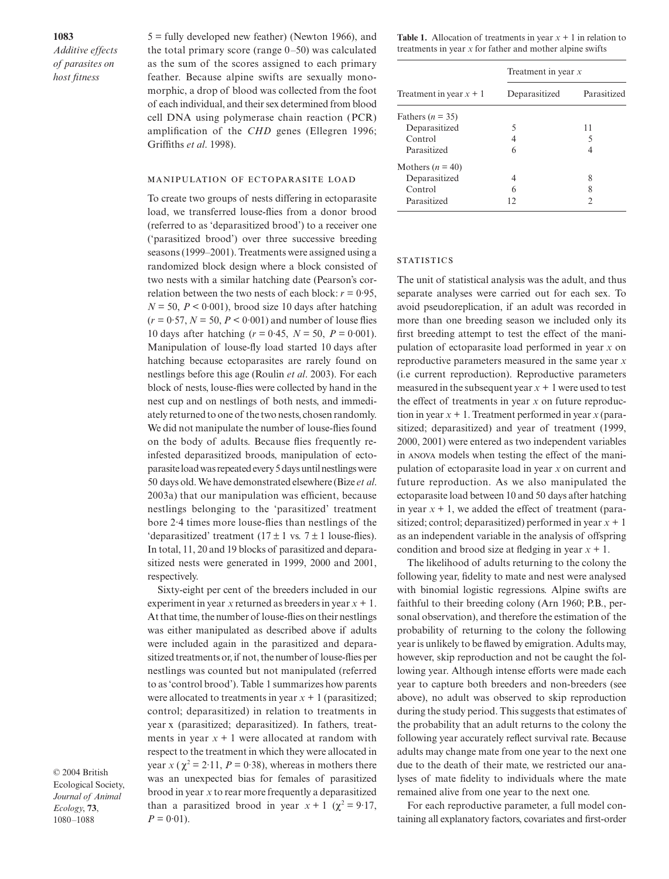5 = fully developed new feather) (Newton 1966), and the total primary score (range 0–50) was calculated as the sum of the scores assigned to each primary feather. Because alpine swifts are sexually monomorphic, a drop of blood was collected from the foot of each individual, and their sex determined from blood cell DNA using polymerase chain reaction (PCR) amplification of the *CHD* genes (Ellegren 1996; Griffiths *et al*. 1998).

### MANIPULATION OF ECTOPARASITE LOAD

To create two groups of nests differing in ectoparasite load, we transferred louse-flies from a donor brood (referred to as 'deparasitized brood') to a receiver one ('parasitized brood') over three successive breeding seasons (1999–2001). Treatments were assigned using a randomized block design where a block consisted of two nests with a similar hatching date (Pearson's correlation between the two nests of each block: $r = 0{\cdot}95$, $N = 50$, $P < 0{\cdot}001$), brood size 10 days after hatching ($r = 0{\cdot}57$, $N = 50$, $P < 0{\cdot}001$) and number of louse flies 10 days after hatching ($r = 0{\cdot}45$, $N = 50$, $P = 0{\cdot}001$). Manipulation of louse-fly load started 10 days after hatching because ectoparasites are rarely found on nestlings before this age (Roulin *et al*. 2003). For each block of nests, louse-flies were collected by hand in the nest cup and on nestlings of both nests, and immediately returned to one of the two nests, chosen randomly. We did not manipulate the number of louse-flies found on the body of adults. Because flies frequently re-infested deparasitized broods, manipulation of ectoparasite load was repeated every 5 days until nestlings were 50 days old. We have demonstrated elsewhere (Bize *et al*. 2003a) that our manipulation was efficient, because nestlings belonging to the 'parasitized' treatment bore 2·4 times more louse-flies than nestlings of the 'deparasitized' treatment (17 ± 1 vs. 7 ± 1 louse-flies). In total, 11, 20 and 19 blocks of parasitized and deparasitized nests were generated in 1999, 2000 and 2001, respectively.

Sixty-eight per cent of the breeders included in our experiment in year $x$ returned as breeders in year $x + 1$. At that time, the number of louse-flies on their nestlings was either manipulated as described above if adults were included again in the parasitized and deparasitized treatments or, if not, the number of louse-flies per nestlings was counted but not manipulated (referred to as 'control brood'). Table 1 summarizes how parents were allocated to treatments in year $x + 1$ (parasitized; control; deparasitized) in relation to treatments in year x (parasitized; deparasitized). In fathers, treatments in year $x + 1$ were allocated at random with respect to the treatment in which they were allocated in year $x$ ($\chi^2 = 2{\cdot}11$, $P = 0{\cdot}38$), whereas in mothers there was an unexpected bias for females of parasitized brood in year $x$ to rear more frequently a deparasitized than a parasitized brood in year $x + 1$ ($\chi^2 = 9{\cdot}17$, $P = 0{\cdot}01$).

**Table 1.** Allocation of treatments in year $x + 1$ in relation to treatments in year $x$ for father and mother alpine swifts

| Treatment in year $x + 1$ | Treatment in year $x$ | |
|---|---|---|
| | Deparasitized | Parasitized |
| Fathers ($n = 35$) | | |
| Deparasitized | 5 | 11 |
| Control | 4 | 5 |
| Parasitized | 6 | 4 |
| Mothers ($n = 40$) | | |
| Deparasitized | 4 | 8 |
| Control | 6 | 8 |
| Parasitized | 12 | 2 |

### STATISTICS

The unit of statistical analysis was the adult, and thus separate analyses were carried out for each sex. To avoid pseudoreplication, if an adult was recorded in more than one breeding season we included only its first breeding attempt to test the effect of the manipulation of ectoparasite load performed in year $x$ on reproductive parameters measured in the same year $x$ (i.e current reproduction). Reproductive parameters measured in the subsequent year $x + 1$ were used to test the effect of treatments in year $x$ on future reproduction in year $x + 1$. Treatment performed in year $x$ (parasitized; deparasitized) and year of treatment (1999, 2000, 2001) were entered as two independent variables in ANOVA models when testing the effect of the manipulation of ectoparasite load in year $x$ on current and future reproduction. As we also manipulated the ectoparasite load between 10 and 50 days after hatching in year $x + 1$, we added the effect of treatment (parasitized; control; deparasitized) performed in year $x + 1$ as an independent variable in the analysis of offspring condition and brood size at fledging in year $x + 1$.

The likelihood of adults returning to the colony the following year, fidelity to mate and nest were analysed with binomial logistic regressions. Alpine swifts are faithful to their breeding colony (Arn 1960; P.B., personal observation), and therefore the estimation of the probability of returning to the colony the following year is unlikely to be flawed by emigration. Adults may, however, skip reproduction and not be caught the following year. Although intense efforts were made each year to capture both breeders and non-breeders (see above), no adult was observed to skip reproduction during the study period. This suggests that estimates of the probability that an adult returns to the colony the following year accurately reflect survival rate. Because adults may change mate from one year to the next one due to the death of their mate, we restricted our analyses of mate fidelity to individuals where the mate remained alive from one year to the next one.

For each reproductive parameter, a full model containing all explanatory factors, covariates and first-order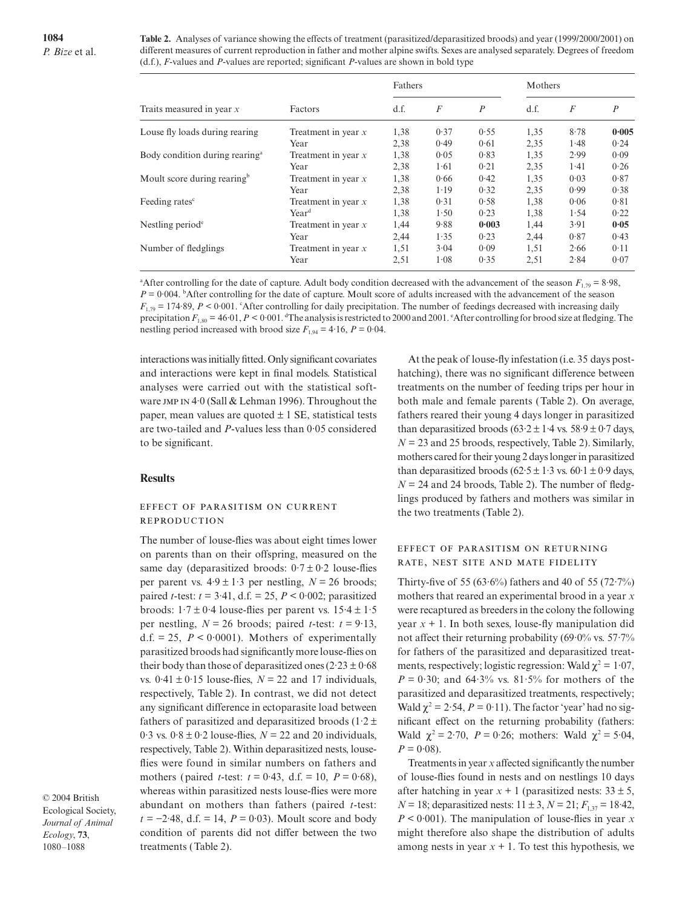**Table 2.** Analyses of variance showing the effects of treatment (parasitized/deparasitized broods) and year (1999/2000/2001) on different measures of current reproduction in father and mother alpine swifts. Sexes are analysed separately. Degrees of freedom (d.f.), *F*-values and *P*-values are reported; significant *P*-values are shown in bold type

| Traits measured in year *x* | Factors | Fathers | | | Mothers | | |
|---|---|---|---|---|---|---|---|
| | | d.f. | *F* | *P* | d.f. | *F* | *P* |
| Louse fly loads during rearing | Treatment in year *x* | 1,38 | 0·37 | 0·55 | 1,35 | 8·78 | **0·005** |
| | Year | 2,38 | 0·49 | 0·61 | 2,35 | 1·48 | 0·24 |
| Body condition during rearing[a] | Treatment in year *x* | 1,38 | 0·05 | 0·83 | 1,35 | 2·99 | 0·09 |
| | Year | 2,38 | 1·61 | 0·21 | 2,35 | 1·41 | 0·26 |
| Moult score during rearing[b] | Treatment in year *x* | 1,38 | 0·66 | 0·42 | 1,35 | 0·03 | 0·87 |
| | Year | 2,38 | 1·19 | 0·32 | 2,35 | 0·99 | 0·38 |
| Feeding rates[c] | Treatment in year *x* | 1,38 | 0·31 | 0·58 | 1,38 | 0·06 | 0·81 |
| | Year[d] | 1,38 | 1·50 | 0·23 | 1,38 | 1·54 | 0·22 |
| Nestling period[e] | Treatment in year *x* | 1,44 | 9·88 | **0·003** | 1,44 | 3·91 | **0·05** |
| | Year | 2,44 | 1·35 | 0·23 | 2,44 | 0·87 | 0·43 |
| Number of fledglings | Treatment in year *x* | 1,51 | 3·04 | 0·09 | 1,51 | 2·66 | 0·11 |
| | Year | 2,51 | 1·08 | 0·35 | 2,51 | 2·84 | 0·07 |

[a]After controlling for the date of capture. Adult body condition decreased with the advancement of the season $F_{1,79} = 8·98$, $P = 0·004$. [b]After controlling for the date of capture. Moult score of adults increased with the advancement of the season $F_{1,79} = 174·89$, $P < 0·001$. [c]After controlling for daily precipitation. The number of feedings decreased with increasing daily precipitation $F_{1,80} = 46·01$, $P < 0·001$. [d]The analysis is restricted to 2000 and 2001. [e]After controlling for brood size at fledging. The nestling period increased with brood size $F_{1,94} = 4·16$, $P = 0·04$.

interactions was initially fitted. Only significant covariates and interactions were kept in final models. Statistical analyses were carried out with the statistical software JMP IN 4·0 (Sall & Lehman 1996). Throughout the paper, mean values are quoted ± 1 SE, statistical tests are two-tailed and *P*-values less than 0·05 considered to be significant.

## Results

### Effect of parasitism on current reproduction

The number of louse-flies was about eight times lower on parents than on their offspring, measured on the same day (deparasitized broods: 0·7 ± 0·2 louse-flies per parent vs. 4·9 ± 1·3 per nestling, $N = 26$ broods; paired *t*-test: $t = 3·41$, d.f. = 25, $P < 0·002$; parasitized broods: 1·7 ± 0·4 louse-flies per parent vs. 15·4 ± 1·5 per nestling, $N = 26$ broods; paired *t*-test: $t = 9·13$, d.f. = 25, $P < 0·0001$). Mothers of experimentally parasitized broods had significantly more louse-flies on their body than those of deparasitized ones (2·23 ± 0·68 vs. 0·41 ± 0·15 louse-flies, $N = 22$ and 17 individuals, respectively, Table 2). In contrast, we did not detect any significant difference in ectoparasite load between fathers of parasitized and deparasitized broods (1·2 ± 0·3 vs. 0·8 ± 0·2 louse-flies, $N = 22$ and 20 individuals, respectively, Table 2). Within deparasitized nests, louse-flies were found in similar numbers on fathers and mothers (paired *t*-test: $t = 0·43$, d.f. = 10, $P = 0·68$), whereas within parasitized nests louse-flies were more abundant on mothers than fathers (paired *t*-test: $t = -2·48$, d.f. = 14, $P = 0·03$). Moult score and body condition of parents did not differ between the two treatments (Table 2).

At the peak of louse-fly infestation (i.e. 35 days post-hatching), there was no significant difference between treatments on the number of feeding trips per hour in both male and female parents (Table 2). On average, fathers reared their young 4 days longer in parasitized than deparasitized broods (63·2 ± 1·4 vs. 58·9 ± 0·7 days, $N = 23$ and 25 broods, respectively, Table 2). Similarly, mothers cared for their young 2 days longer in parasitized than deparasitized broods (62·5 ± 1·3 vs. 60·1 ± 0·9 days, $N = 24$ and 24 broods, Table 2). The number of fledglings produced by fathers and mothers was similar in the two treatments (Table 2).

### Effect of parasitism on returning rate, nest site and mate fidelity

Thirty-five of 55 (63·6%) fathers and 40 of 55 (72·7%) mothers that reared an experimental brood in a year *x* were recaptured as breeders in the colony the following year *x* + 1. In both sexes, louse-fly manipulation did not affect their returning probability (69·0% vs. 57·7% for fathers of the parasitized and deparasitized treatments, respectively; logistic regression: Wald $\chi^2 = 1·07$, $P = 0·30$; and 64·3% vs. 81·5% for mothers of the parasitized and deparasitized treatments, respectively; Wald $\chi^2 = 2·54$, $P = 0·11$). The factor 'year' had no significant effect on the returning probability (fathers: Wald $\chi^2 = 2·70$, $P = 0·26$; mothers: Wald $\chi^2 = 5·04$, $P = 0·08$).

Treatments in year *x* affected significantly the number of louse-flies found in nests and on nestlings 10 days after hatching in year *x* + 1 (parasitized nests: 33 ± 5, $N = 18$; deparasitized nests: 11 ± 3, $N = 21$; $F_{1,37} = 18·42$, $P < 0·001$). The manipulation of louse-flies in year *x* might therefore also shape the distribution of adults among nests in year *x* + 1. To test this hypothesis, we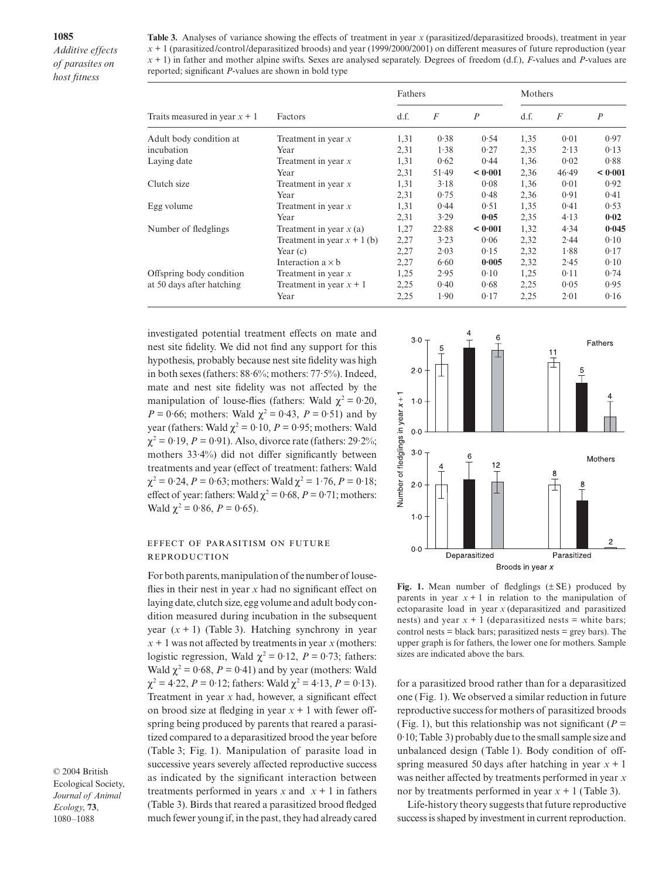**Table 3.** Analyses of variance showing the effects of treatment in year *x* (parasitized/deparasitized broods), treatment in year *x* + 1 (parasitized/control/deparasitized broods) and year (1999/2000/2001) on different measures of future reproduction (year *x* + 1) in father and mother alpine swifts. Sexes are analysed separately. Degrees of freedom (d.f.), *F*-values and *P*-values are reported; significant *P*-values are shown in bold type

| Traits measured in year *x* + 1 | Factors | Fathers | | | Mothers | | |
|---|---|---|---|---|---|---|---|
| | | d.f. | *F* | *P* | d.f. | *F* | *P* |
| Adult body condition at incubation | Treatment in year *x* | 1,31 | 0·38 | 0·54 | 1,35 | 0·01 | 0·97 |
| | Year | 2,31 | 1·38 | 0·27 | 2,35 | 2·13 | 0·13 |
| Laying date | Treatment in year *x* | 1,31 | 0·62 | 0·44 | 1,36 | 0·02 | 0·88 |
| | Year | 2,31 | 51·49 | **< 0·001** | 2,36 | 46·49 | **< 0·001** |
| Clutch size | Treatment in year *x* | 1,31 | 3·18 | 0·08 | 1,36 | 0·01 | 0·92 |
| | Year | 2,31 | 0·75 | 0·48 | 2,36 | 0·91 | 0·41 |
| Egg volume | Treatment in year *x* | 1,31 | 0·44 | 0·51 | 1,35 | 0·41 | 0·53 |
| | Year | 2,31 | 3·29 | **0·05** | 2,35 | 4·13 | **0·02** |
| Number of fledglings | Treatment in year *x* (a) | 1,27 | 22·88 | **< 0·001** | 1,32 | 4·34 | **0·045** |
| | Treatment in year *x* + 1 (b) | 2,27 | 3·23 | 0·06 | 2,32 | 2·44 | 0·10 |
| | Year (c) | 2,27 | 2·03 | 0·15 | 2,32 | 1·88 | 0·17 |
| | Interaction a × b | 2,27 | 6·60 | **0·005** | 2,32 | 2·45 | 0·10 |
| Offspring body condition at 50 days after hatching | Treatment in year *x* | 1,25 | 2·95 | 0·10 | 1,25 | 0·11 | 0·74 |
| | Treatment in year *x* + 1 | 2,25 | 0·40 | 0·68 | 2,25 | 0·05 | 0·95 |
| | Year | 2,25 | 1·90 | 0·17 | 2,25 | 2·01 | 0·16 |

investigated potential treatment effects on mate and nest site fidelity. We did not find any support for this hypothesis, probably because nest site fidelity was high in both sexes (fathers: 88·6%; mothers: 77·5%). Indeed, mate and nest site fidelity was not affected by the manipulation of louse-flies (fathers: Wald $\chi^2 = 0{\cdot}20$, $P = 0{\cdot}66$; mothers: Wald $\chi^2 = 0{\cdot}43$, $P = 0{\cdot}51$) and by year (fathers: Wald $\chi^2 = 0{\cdot}10$, $P = 0{\cdot}95$; mothers: Wald $\chi^2 = 0{\cdot}19$, $P = 0{\cdot}91$). Also, divorce rate (fathers: 29·2%; mothers 33·4%) did not differ significantly between treatments and year (effect of treatment: fathers: Wald $\chi^2 = 0{\cdot}24$, $P = 0{\cdot}63$; mothers: Wald $\chi^2 = 1{\cdot}76$, $P = 0{\cdot}18$; effect of year: fathers: Wald $\chi^2 = 0{\cdot}68$, $P = 0{\cdot}71$; mothers: Wald $\chi^2 = 0{\cdot}86$, $P = 0{\cdot}65$).

### EFFECT OF PARASITISM ON FUTURE REPRODUCTION

For both parents, manipulation of the number of louse-flies in their nest in year *x* had no significant effect on laying date, clutch size, egg volume and adult body condition measured during incubation in the subsequent year ($x + 1$) (Table 3). Hatching synchrony in year $x + 1$ was not affected by treatments in year *x* (mothers: logistic regression, Wald $\chi^2 = 0{\cdot}12$, $P = 0{\cdot}73$; fathers: Wald $\chi^2 = 0{\cdot}68$, $P = 0{\cdot}41$) and by year (mothers: Wald $\chi^2 = 4{\cdot}22$, $P = 0{\cdot}12$; fathers: Wald $\chi^2 = 4{\cdot}13$, $P = 0{\cdot}13$). Treatment in year *x* had, however, a significant effect on brood size at fledging in year $x + 1$ with fewer offspring being produced by parents that reared a parasitized compared to a deparasitized brood the year before (Table 3; Fig. 1). Manipulation of parasite load in successive years severely affected reproductive success as indicated by the significant interaction between treatments performed in years *x* and $x + 1$ in fathers (Table 3). Birds that reared a parasitized brood fledged much fewer young if, in the past, they had already cared for a parasitized brood rather than for a deparasitized one (Fig. 1). We observed a similar reduction in future reproductive success for mothers of parasitized broods (Fig. 1), but this relationship was not significant ($P = 0{\cdot}10$; Table 3) probably due to the small sample size and unbalanced design (Table 1). Body condition of offspring measured 50 days after hatching in year $x + 1$ was neither affected by treatments performed in year *x* nor by treatments performed in year $x + 1$ (Table 3).

**Fig. 1.** Mean number of fledglings (± SE) produced by parents in year $x + 1$ in relation to the manipulation of ectoparasite load in year *x* (deparasitized and parasitized nests) and year $x + 1$ (deparasitized nests = white bars; control nests = black bars; parasitized nests = grey bars). The upper graph is for fathers, the lower one for mothers. Sample sizes are indicated above the bars.

Life-history theory suggests that future reproductive success is shaped by investment in current reproduction.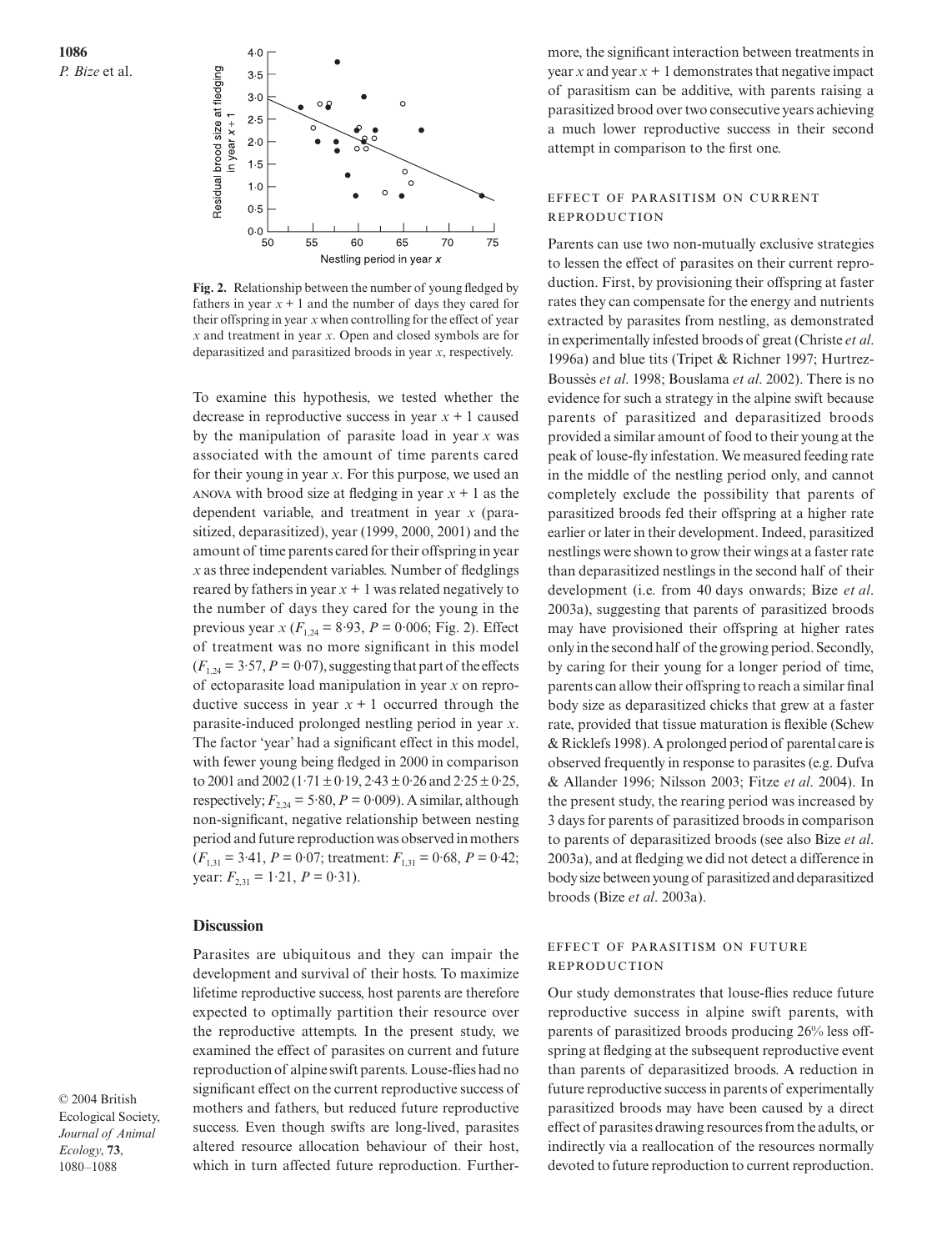**Fig. 2.** Relationship between the number of young fledged by fathers in year $x + 1$ and the number of days they cared for their offspring in year $x$ when controlling for the effect of year $x$ and treatment in year $x$. Open and closed symbols are for deparasitized and parasitized broods in year $x$, respectively.

To examine this hypothesis, we tested whether the decrease in reproductive success in year $x + 1$ caused by the manipulation of parasite load in year $x$ was associated with the amount of time parents cared for their young in year $x$. For this purpose, we used an ANOVA with brood size at fledging in year $x + 1$ as the dependent variable, and treatment in year $x$ (parasitized, deparasitized), year (1999, 2000, 2001) and the amount of time parents cared for their offspring in year $x$ as three independent variables. Number of fledglings reared by fathers in year $x + 1$ was related negatively to the number of days they cared for the young in the previous year $x$ ($F_{1,24} = 8{\cdot}93$, $P = 0{\cdot}006$; Fig. 2). Effect of treatment was no more significant in this model ($F_{1,24} = 3{\cdot}57$, $P = 0{\cdot}07$), suggesting that part of the effects of ectoparasite load manipulation in year $x$ on reproductive success in year $x + 1$ occurred through the parasite-induced prolonged nestling period in year $x$. The factor 'year' had a significant effect in this model, with fewer young being fledged in 2000 in comparison to 2001 and 2002 ($1{\cdot}71 \pm 0{\cdot}19$, $2{\cdot}43 \pm 0{\cdot}26$ and $2{\cdot}25 \pm 0{\cdot}25$, respectively; $F_{2,24} = 5{\cdot}80$, $P = 0{\cdot}009$). A similar, although non-significant, negative relationship between nesting period and future reproduction was observed in mothers ($F_{1,31} = 3{\cdot}41$, $P = 0{\cdot}07$; treatment: $F_{1,31} = 0{\cdot}68$, $P = 0{\cdot}42$; year: $F_{2,31} = 1{\cdot}21$, $P = 0{\cdot}31$).

## Discussion

Parasites are ubiquitous and they can impair the development and survival of their hosts. To maximize lifetime reproductive success, host parents are therefore expected to optimally partition their resource over the reproductive attempts. In the present study, we examined the effect of parasites on current and future reproduction of alpine swift parents. Louse-flies had no significant effect on the current reproductive success of mothers and fathers, but reduced future reproductive success. Even though swifts are long-lived, parasites altered resource allocation behaviour of their host, which in turn affected future reproduction. Furthermore, the significant interaction between treatments in year $x$ and year $x + 1$ demonstrates that negative impact of parasitism can be additive, with parents raising a parasitized brood over two consecutive years achieving a much lower reproductive success in their second attempt in comparison to the first one.

### Effect of parasitism on current reproduction

Parents can use two non-mutually exclusive strategies to lessen the effect of parasites on their current reproduction. First, by provisioning their offspring at faster rates they can compensate for the energy and nutrients extracted by parasites from nestling, as demonstrated in experimentally infested broods of great (Christe *et al*. 1996a) and blue tits (Tripet & Richner 1997; Hurtrez-Boussès *et al*. 1998; Bouslama *et al*. 2002). There is no evidence for such a strategy in the alpine swift because parents of parasitized and deparasitized broods provided a similar amount of food to their young at the peak of louse-fly infestation. We measured feeding rate in the middle of the nestling period only, and cannot completely exclude the possibility that parents of parasitized broods fed their offspring at a higher rate earlier or later in their development. Indeed, parasitized nestlings were shown to grow their wings at a faster rate than deparasitized nestlings in the second half of their development (i.e. from 40 days onwards; Bize *et al*. 2003a), suggesting that parents of parasitized broods may have provisioned their offspring at higher rates only in the second half of the growing period. Secondly, by caring for their young for a longer period of time, parents can allow their offspring to reach a similar final body size as deparasitized chicks that grew at a faster rate, provided that tissue maturation is flexible (Schew & Ricklefs 1998). A prolonged period of parental care is observed frequently in response to parasites (e.g. Dufva & Allander 1996; Nilsson 2003; Fitze *et al*. 2004). In the present study, the rearing period was increased by 3 days for parents of parasitized broods in comparison to parents of deparasitized broods (see also Bize *et al*. 2003a), and at fledging we did not detect a difference in body size between young of parasitized and deparasitized broods (Bize *et al*. 2003a).

### Effect of parasitism on future reproduction

Our study demonstrates that louse-flies reduce future reproductive success in alpine swift parents, with parents of parasitized broods producing 26% less offspring at fledging at the subsequent reproductive event than parents of deparasitized broods. A reduction in future reproductive success in parents of experimentally parasitized broods may have been caused by a direct effect of parasites drawing resources from the adults, or indirectly via a reallocation of the resources normally devoted to future reproduction to current reproduction.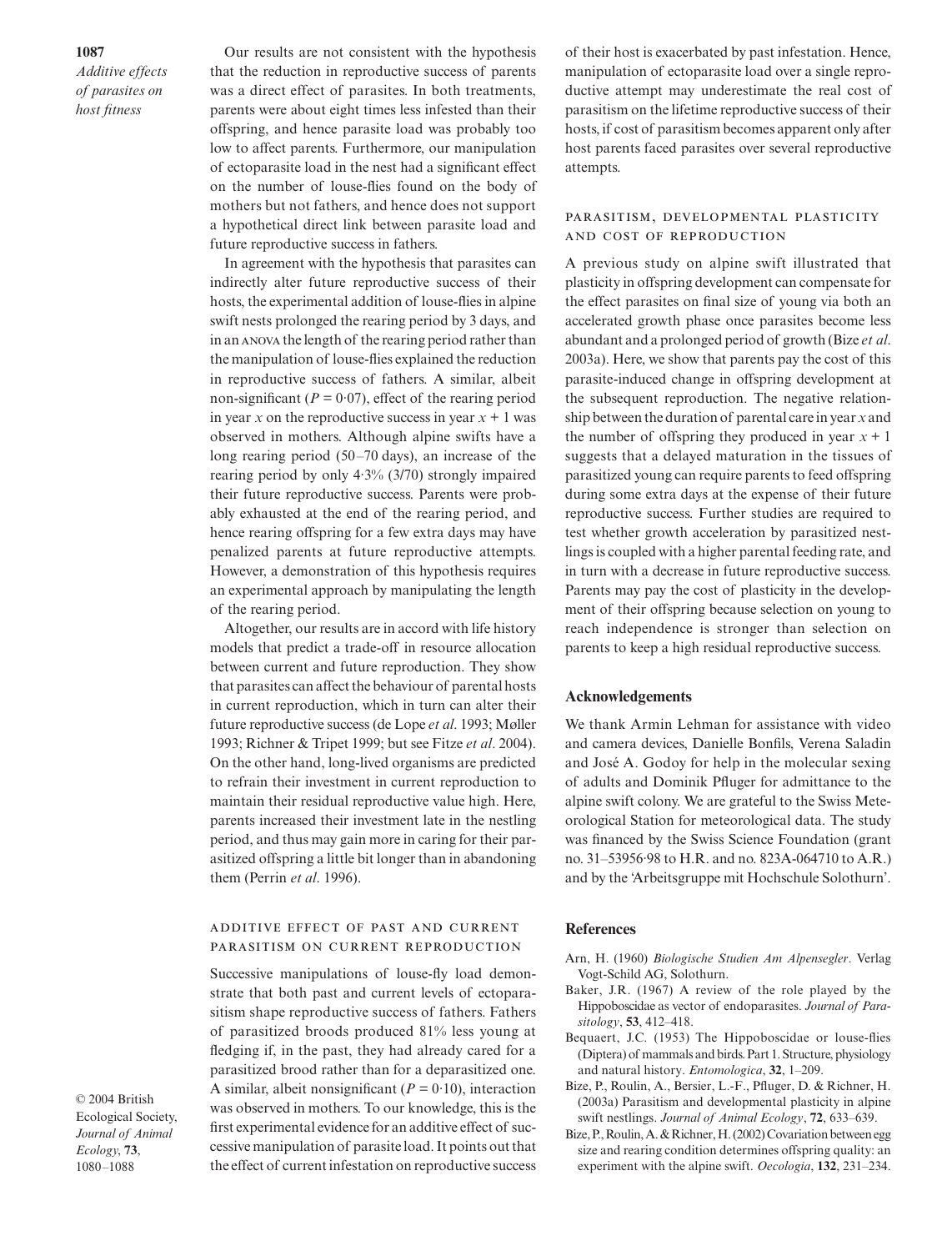Our results are not consistent with the hypothesis that the reduction in reproductive success of parents was a direct effect of parasites. In both treatments, parents were about eight times less infested than their offspring, and hence parasite load was probably too low to affect parents. Furthermore, our manipulation of ectoparasite load in the nest had a significant effect on the number of louse-flies found on the body of mothers but not fathers, and hence does not support a hypothetical direct link between parasite load and future reproductive success in fathers.

In agreement with the hypothesis that parasites can indirectly alter future reproductive success of their hosts, the experimental addition of louse-flies in alpine swift nests prolonged the rearing period by 3 days, and in an ANOVA the length of the rearing period rather than the manipulation of louse-flies explained the reduction in reproductive success of fathers. A similar, albeit non-significant ($P = 0{\cdot}07$), effect of the rearing period in year $x$ on the reproductive success in year $x + 1$ was observed in mothers. Although alpine swifts have a long rearing period (50–70 days), an increase of the rearing period by only 4·3% (3/70) strongly impaired their future reproductive success. Parents were probably exhausted at the end of the rearing period, and hence rearing offspring for a few extra days may have penalized parents at future reproductive attempts. However, a demonstration of this hypothesis requires an experimental approach by manipulating the length of the rearing period.

Altogether, our results are in accord with life history models that predict a trade-off in resource allocation between current and future reproduction. They show that parasites can affect the behaviour of parental hosts in current reproduction, which in turn can alter their future reproductive success (de Lope *et al*. 1993; Møller 1993; Richner & Tripet 1999; but see Fitze *et al*. 2004). On the other hand, long-lived organisms are predicted to refrain their investment in current reproduction to maintain their residual reproductive value high. Here, parents increased their investment late in the nestling period, and thus may gain more in caring for their parasitized offspring a little bit longer than in abandoning them (Perrin *et al*. 1996).

### Additive effect of past and current parasitism on current reproduction

Successive manipulations of louse-fly load demonstrate that both past and current levels of ectoparasitism shape reproductive success of fathers. Fathers of parasitized broods produced 81% less young at fledging if, in the past, they had already cared for a parasitized brood rather than for a deparasitized one. A similar, albeit nonsignificant ($P = 0{\cdot}10$), interaction was observed in mothers. To our knowledge, this is the first experimental evidence for an additive effect of successive manipulation of parasite load. It points out that the effect of current infestation on reproductive success of their host is exacerbated by past infestation. Hence, manipulation of ectoparasite load over a single reproductive attempt may underestimate the real cost of parasitism on the lifetime reproductive success of their hosts, if cost of parasitism becomes apparent only after host parents faced parasites over several reproductive attempts.

### Parasitism, developmental plasticity and cost of reproduction

A previous study on alpine swift illustrated that plasticity in offspring development can compensate for the effect parasites on final size of young via both an accelerated growth phase once parasites become less abundant and a prolonged period of growth (Bize *et al*. 2003a). Here, we show that parents pay the cost of this parasite-induced change in offspring development at the subsequent reproduction. The negative relationship between the duration of parental care in year $x$ and the number of offspring they produced in year $x + 1$ suggests that a delayed maturation in the tissues of parasitized young can require parents to feed offspring during some extra days at the expense of their future reproductive success. Further studies are required to test whether growth acceleration by parasitized nestlings is coupled with a higher parental feeding rate, and in turn with a decrease in future reproductive success. Parents may pay the cost of plasticity in the development of their offspring because selection on young to reach independence is stronger than selection on parents to keep a high residual reproductive success.

## Acknowledgements

We thank Armin Lehman for assistance with video and camera devices, Danielle Bonfils, Verena Saladin and José A. Godoy for help in the molecular sexing of adults and Dominik Pfluger for admittance to the alpine swift colony. We are grateful to the Swiss Meteorological Station for meteorological data. The study was financed by the Swiss Science Foundation (grant no. 31–53956·98 to H.R. and no. 823A-064710 to A.R.) and by the 'Arbeitsgruppe mit Hochschule Solothurn'.

## References

Arn, H. (1960) *Biologische Studien Am Alpensegler*. Verlag Vogt-Schild AG, Solothurn.

Baker, J.R. (1967) A review of the role played by the Hippoboscidae as vector of endoparasites. *Journal of Parasitology*, **53**, 412–418.

Bequaert, J.C. (1953) The Hippoboscidae or louse-flies (Diptera) of mammals and birds. Part 1. Structure, physiology and natural history. *Entomologica*, **32**, 1–209.

Bize, P., Roulin, A., Bersier, L.-F., Pfluger, D. & Richner, H. (2003a) Parasitism and developmental plasticity in alpine swift nestlings. *Journal of Animal Ecology*, **72**, 633–639.

Bize, P., Roulin, A. & Richner, H. (2002) Covariation between egg size and rearing condition determines offspring quality: an experiment with the alpine swift. *Oecologia*, **132**, 231–234.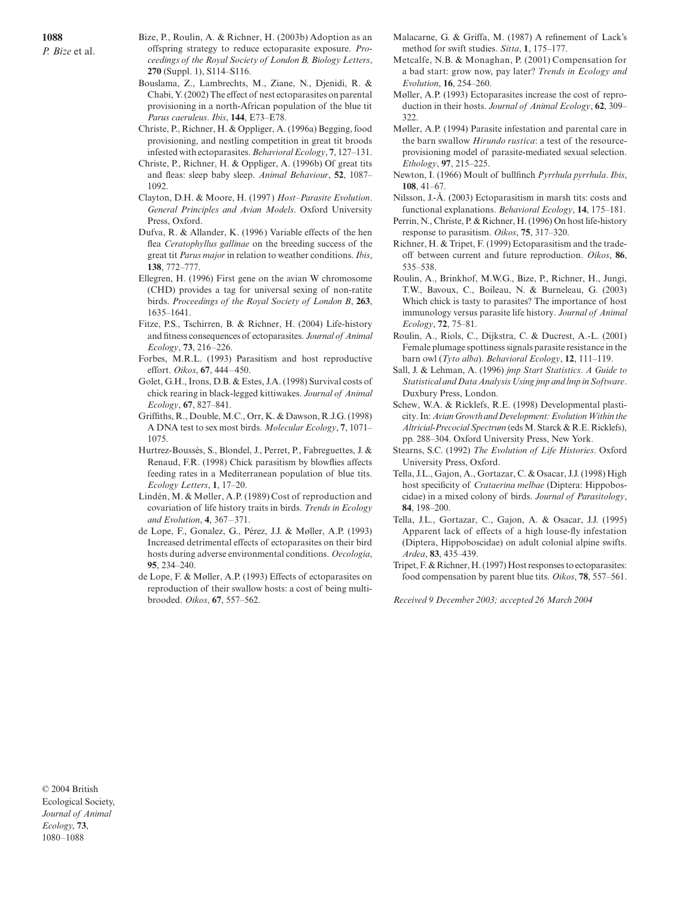Bize, P., Roulin, A. & Richner, H. (2003b) Adoption as an offspring strategy to reduce ectoparasite exposure. *Proceedings of the Royal Society of London B, Biology Letters*, **270** (Suppl. 1), S114–S116.

Bouslama, Z., Lambrechts, M., Ziane, N., Djenidi, R. & Chabi, Y. (2002) The effect of nest ectoparasites on parental provisioning in a north-African population of the blue tit *Parus caeruleus*. *Ibis*, **144**, E73–E78.

Christe, P., Richner, H. & Oppliger, A. (1996a) Begging, food provisioning, and nestling competition in great tit broods infested with ectoparasites. *Behavioral Ecology*, **7**, 127–131.

Christe, P., Richner, H. & Oppliger, A. (1996b) Of great tits and fleas: sleep baby sleep. *Animal Behaviour*, **52**, 1087–1092.

Clayton, D.H. & Moore, H. (1997) *Host–Parasite Evolution. General Principles and Avian Models*. Oxford University Press, Oxford.

Dufva, R. & Allander, K. (1996) Variable effects of the hen flea *Ceratophyllus gallinae* on the breeding success of the great tit *Parus major* in relation to weather conditions. *Ibis*, **138**, 772–777.

Ellegren, H. (1996) First gene on the avian W chromosome (CHD) provides a tag for universal sexing of non-ratite birds. *Proceedings of the Royal Society of London B*, **263**, 1635–1641.

Fitze, P.S., Tschirren, B. & Richner, H. (2004) Life-history and fitness consequences of ectoparasites. *Journal of Animal Ecology*, **73**, 216–226.

Forbes, M.R.L. (1993) Parasitism and host reproductive effort. *Oikos*, **67**, 444–450.

Golet, G.H., Irons, D.B. & Estes, J.A. (1998) Survival costs of chick rearing in black-legged kittiwakes. *Journal of Animal Ecology*, **67**, 827–841.

Griffiths, R., Double, M.C., Orr, K. & Dawson, R.J.G. (1998) A DNA test to sex most birds. *Molecular Ecology*, **7**, 1071–1075.

Hurtrez-Boussès, S., Blondel, J., Perret, P., Fabreguettes, J. & Renaud, F.R. (1998) Chick parasitism by blowflies affects feeding rates in a Mediterranean population of blue tits. *Ecology Letters*, **1**, 17–20.

Lindén, M. & Møller, A.P. (1989) Cost of reproduction and covariation of life history traits in birds. *Trends in Ecology and Evolution*, **4**, 367–371.

de Lope, F., Gonalez, G., Pérez, J.J. & Møller, A.P. (1993) Increased detrimental effects of ectoparasites on their bird hosts during adverse environmental conditions. *Oecologia*, **95**, 234–240.

de Lope, F. & Møller, A.P. (1993) Effects of ectoparasites on reproduction of their swallow hosts: a cost of being multi-brooded. *Oikos*, **67**, 557–562.

Malacarne, G. & Griffa, M. (1987) A refinement of Lack's method for swift studies. *Sitta*, **1**, 175–177.

Metcalfe, N.B. & Monaghan, P. (2001) Compensation for a bad start: grow now, pay later? *Trends in Ecology and Evolution*, **16**, 254–260.

Møller, A.P. (1993) Ectoparasites increase the cost of reproduction in their hosts. *Journal of Animal Ecology*, **62**, 309–322.

Møller, A.P. (1994) Parasite infestation and parental care in the barn swallow *Hirundo rustica*: a test of the resource-provisioning model of parasite-mediated sexual selection. *Ethology*, **97**, 215–225.

Newton, I. (1966) Moult of bullfinch *Pyrrhula pyrrhula*. *Ibis*, **108**, 41–67.

Nilsson, J.-Å. (2003) Ectoparasitism in marsh tits: costs and functional explanations. *Behavioral Ecology*, **14**, 175–181.

Perrin, N., Christe, P. & Richner, H. (1996) On host life-history response to parasitism. *Oikos*, **75**, 317–320.

Richner, H. & Tripet, F. (1999) Ectoparasitism and the trade-off between current and future reproduction. *Oikos*, **86**, 535–538.

Roulin, A., Brinkhof, M.W.G., Bize, P., Richner, H., Jungi, T.W., Bavoux, C., Boileau, N. & Burneleau, G. (2003) Which chick is tasty to parasites? The importance of host immunology versus parasite life history. *Journal of Animal Ecology*, **72**, 75–81.

Roulin, A., Riols, C., Dijkstra, C. & Ducrest, A.-L. (2001) Female plumage spottiness signals parasite resistance in the barn owl (*Tyto alba*). *Behavioral Ecology*, **12**, 111–119.

Sall, J. & Lehman, A. (1996) *jmp Start Statistics. A Guide to Statistical and Data Analysis Using jmp and lmp in Software*. Duxbury Press, London.

Schew, W.A. & Ricklefs, R.E. (1998) Developmental plasticity. In: *Avian Growth and Development: Evolution Within the Altricial-Precocial Spectrum* (eds M. Starck & R.E. Ricklefs), pp. 288–304. Oxford University Press, New York.

Stearns, S.C. (1992) *The Evolution of Life Histories*. Oxford University Press, Oxford.

Tella, J.L., Gajon, A., Gortazar, C. & Osacar, J.J. (1998) High host specificity of *Crataerina melbae* (Diptera: Hippoboscidae) in a mixed colony of birds. *Journal of Parasitology*, **84**, 198–200.

Tella, J.L., Gortazar, C., Gajon, A. & Osacar, J.J. (1995) Apparent lack of effects of a high louse-fly infestation (Diptera, Hippoboscidae) on adult colonial alpine swifts. *Ardea*, **83**, 435–439.

Tripet, F. & Richner, H. (1997) Host responses to ectoparasites: food compensation by parent blue tits. *Oikos*, **78**, 557–561.

*Received 9 December 2003; accepted 26 March 2004*